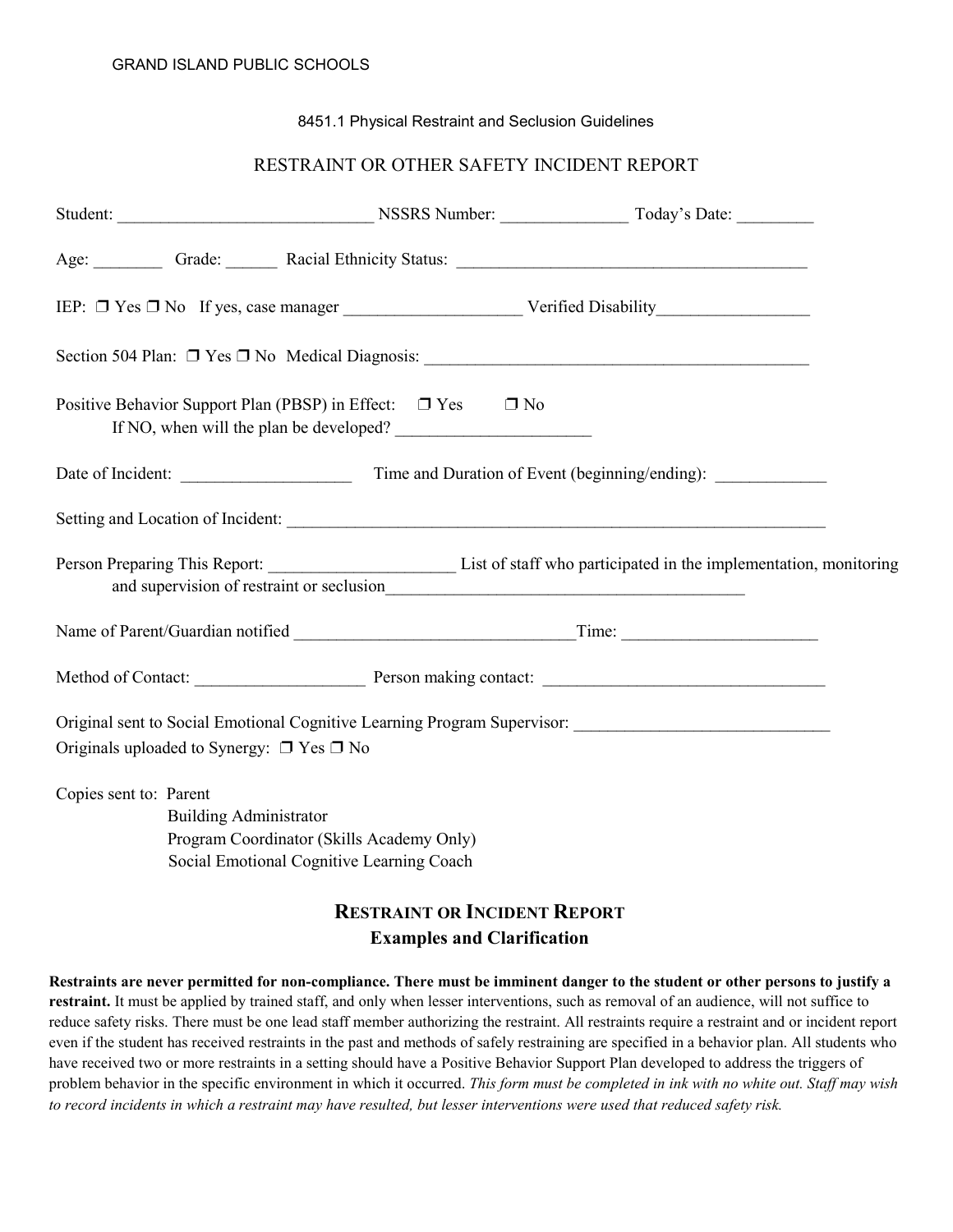GRAND ISLAND PUBLIC SCHOOLS

8451.1 Physical Restraint and Seclusion Guidelines

# RESTRAINT OR OTHER SAFETY INCIDENT REPORT

Student: ______________________________ NSSRS Number: _______________ Today's Date: _________

Age: ________ Grade: ______ Racial Ethnicity Status: ________________________________________

IEP: ❒ Yes ❒ No If yes, case manager ____________________ Verified Disability_________________

Section 504 Plan: ❒ Yes ❒ No Medical Diagnosis: _____________________________________________

Positive Behavior Support Plan (PBSP) in Effect: ❒ Yes ❒ No
If NO, when will the plan be developed? _______________________

Date of Incident: ___________________ Time and Duration of Event (beginning/ending): _____________

Setting and Location of Incident: ________________________________________________________________

Person Preparing This Report: _____________________ List of staff who participated in the implementation, monitoring and supervision of restraint or seclusion__________________________________________

Name of Parent/Guardian notified ________________________________Time: ______________________

Method of Contact: ___________________ Person making contact: ________________________________

Original sent to Social Emotional Cognitive Learning Program Supervisor: _____________________________
Originals uploaded to Synergy: ❒ Yes ❒ No

Copies sent to: Parent
Building Administrator
Program Coordinator (Skills Academy Only)
Social Emotional Cognitive Learning Coach

## RESTRAINT OR INCIDENT REPORT
### Examples and Clarification

**Restraints are never permitted for non-compliance. There must be imminent danger to the student or other persons to justify a restraint.** It must be applied by trained staff, and only when lesser interventions, such as removal of an audience, will not suffice to reduce safety risks. There must be one lead staff member authorizing the restraint. All restraints require a restraint and or incident report even if the student has received restraints in the past and methods of safely restraining are specified in a behavior plan. All students who have received two or more restraints in a setting should have a Positive Behavior Support Plan developed to address the triggers of problem behavior in the specific environment in which it occurred. *This form must be completed in ink with no white out. Staff may wish to record incidents in which a restraint may have resulted, but lesser interventions were used that reduced safety risk.*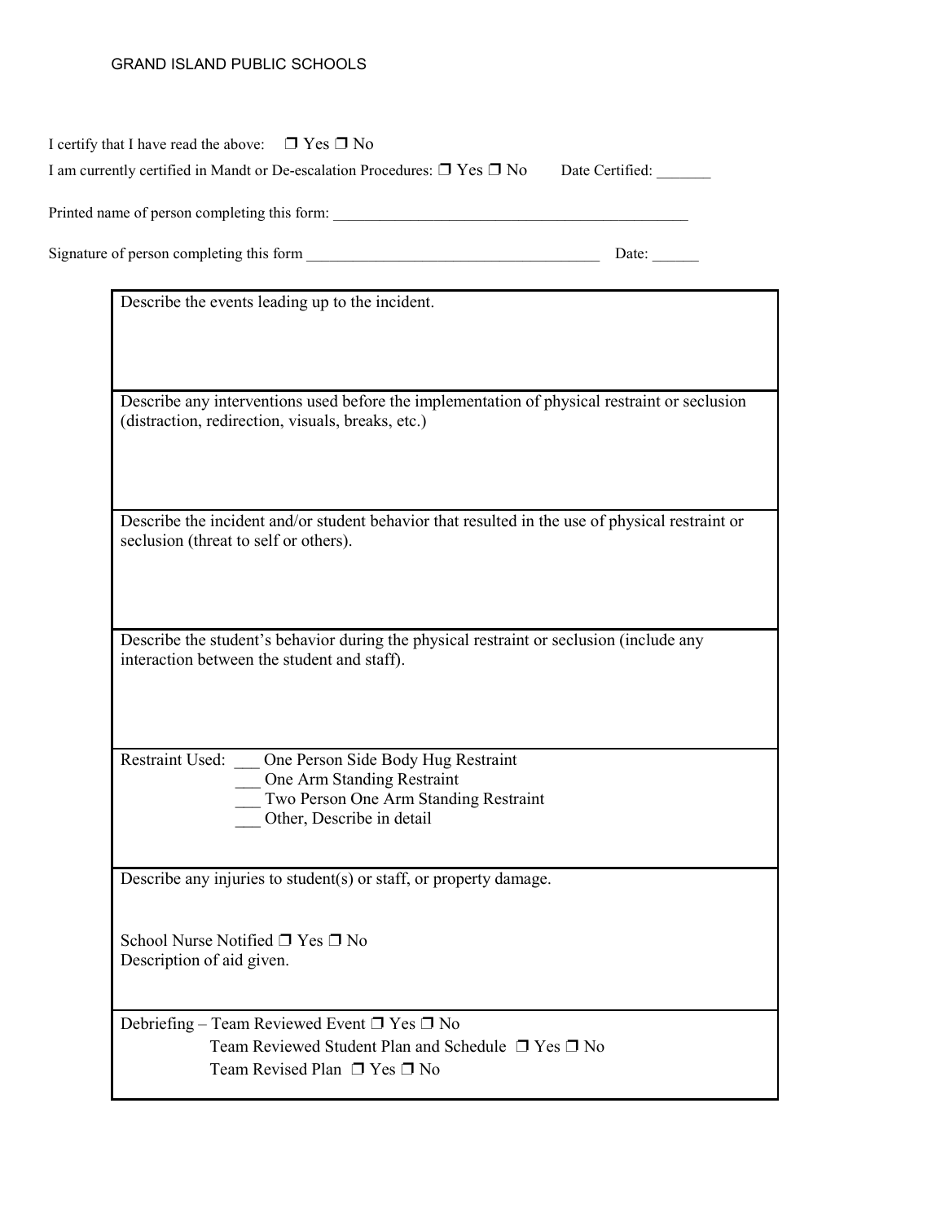GRAND ISLAND PUBLIC SCHOOLS

I certify that I have read the above: ❒ Yes ❒ No

I am currently certified in Mandt or De-escalation Procedures: ❒ Yes ❒ No Date Certified: _______

Printed name of person completing this form: ________________________________________________

Signature of person completing this form ______________________________________ Date: ______

| Describe the events leading up to the incident. |
|---|
| Describe any interventions used before the implementation of physical restraint or seclusion (distraction, redirection, visuals, breaks, etc.) |
| Describe the incident and/or student behavior that resulted in the use of physical restraint or seclusion (threat to self or others). |
| Describe the student's behavior during the physical restraint or seclusion (include any interaction between the student and staff). |
| Restraint Used: ___ One Person Side Body Hug Restraint<br>___ One Arm Standing Restraint<br>___ Two Person One Arm Standing Restraint<br>___ Other, Describe in detail |
| Describe any injuries to student(s) or staff, or property damage.<br><br>School Nurse Notified ❒ Yes ❒ No<br>Description of aid given. |
| Debriefing – Team Reviewed Event ❒ Yes ❒ No<br>Team Reviewed Student Plan and Schedule ❒ Yes ❒ No<br>Team Revised Plan ❒ Yes ❒ No |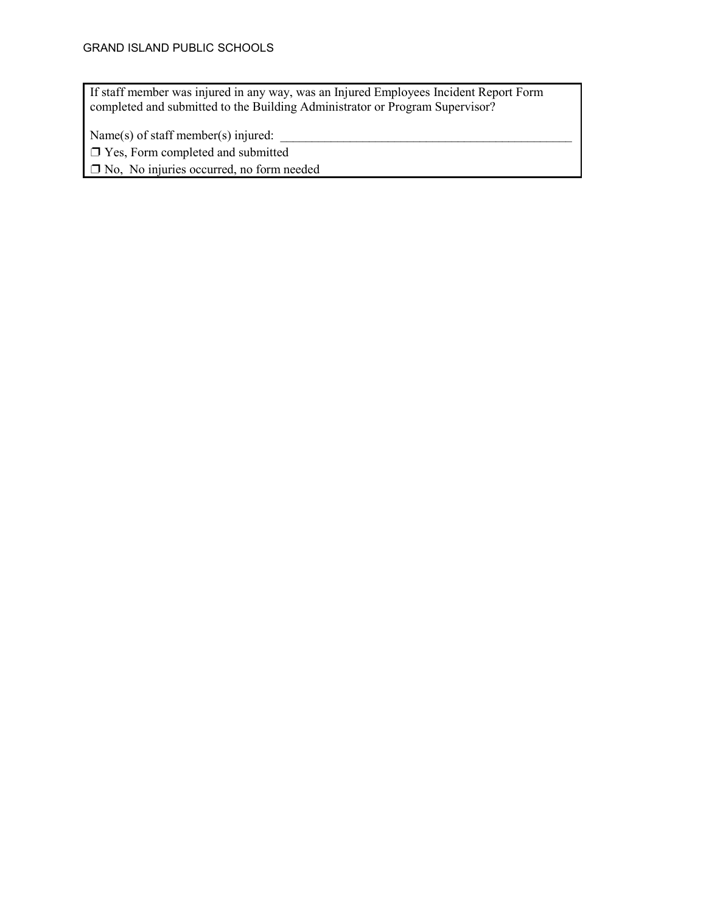If staff member was injured in any way, was an Injured Employees Incident Report Form completed and submitted to the Building Administrator or Program Supervisor?

Name(s) of staff member(s) injured: _______________________________________________

❒ Yes, Form completed and submitted

❒ No, No injuries occurred, no form needed